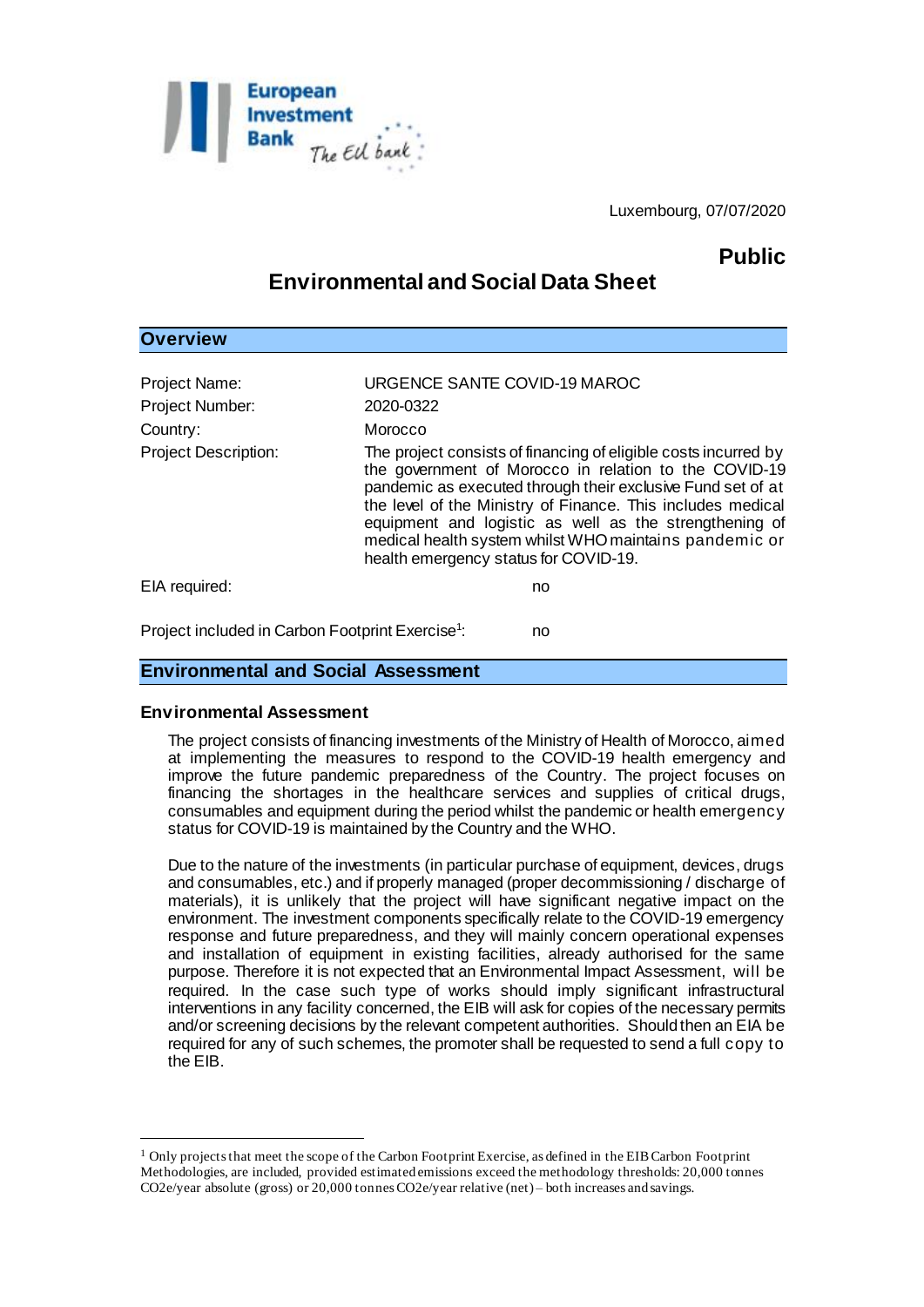Luxembourg, 07/07/2020

**Public**

# Environmental and Social Data Sheet

## Overview

| | |
|---|---|
| Project Name: | URGENCE SANTE COVID-19 MAROC |
| Project Number: | 2020-0322 |
| Country: | Morocco |
| Project Description: | The project consists of financing of eligible costs incurred by the government of Morocco in relation to the COVID-19 pandemic as executed through their exclusive Fund set of at the level of the Ministry of Finance. This includes medical equipment and logistic as well as the strengthening of medical health system whilst WHO maintains pandemic or health emergency status for COVID-19. |

EIA required: no

Project included in Carbon Footprint Exercise[1]: no

## Environmental and Social Assessment

### Environmental Assessment

The project consists of financing investments of the Ministry of Health of Morocco, aimed at implementing the measures to respond to the COVID-19 health emergency and improve the future pandemic preparedness of the Country. The project focuses on financing the shortages in the healthcare services and supplies of critical drugs, consumables and equipment during the period whilst the pandemic or health emergency status for COVID-19 is maintained by the Country and the WHO.

Due to the nature of the investments (in particular purchase of equipment, devices, drugs and consumables, etc.) and if properly managed (proper decommissioning / discharge of materials), it is unlikely that the project will have significant negative impact on the environment. The investment components specifically relate to the COVID-19 emergency response and future preparedness, and they will mainly concern operational expenses and installation of equipment in existing facilities, already authorised for the same purpose. Therefore it is not expected that an Environmental Impact Assessment, will be required. In the case such type of works should imply significant infrastructural interventions in any facility concerned, the EIB will ask for copies of the necessary permits and/or screening decisions by the relevant competent authorities. Should then an EIA be required for any of such schemes, the promoter shall be requested to send a full copy to the EIB.

---

[1] Only projects that meet the scope of the Carbon Footprint Exercise, as defined in the EIB Carbon Footprint Methodologies, are included, provided estimated emissions exceed the methodology thresholds: 20,000 tonnes CO2e/year absolute (gross) or 20,000 tonnes CO2e/year relative (net) – both increases and savings.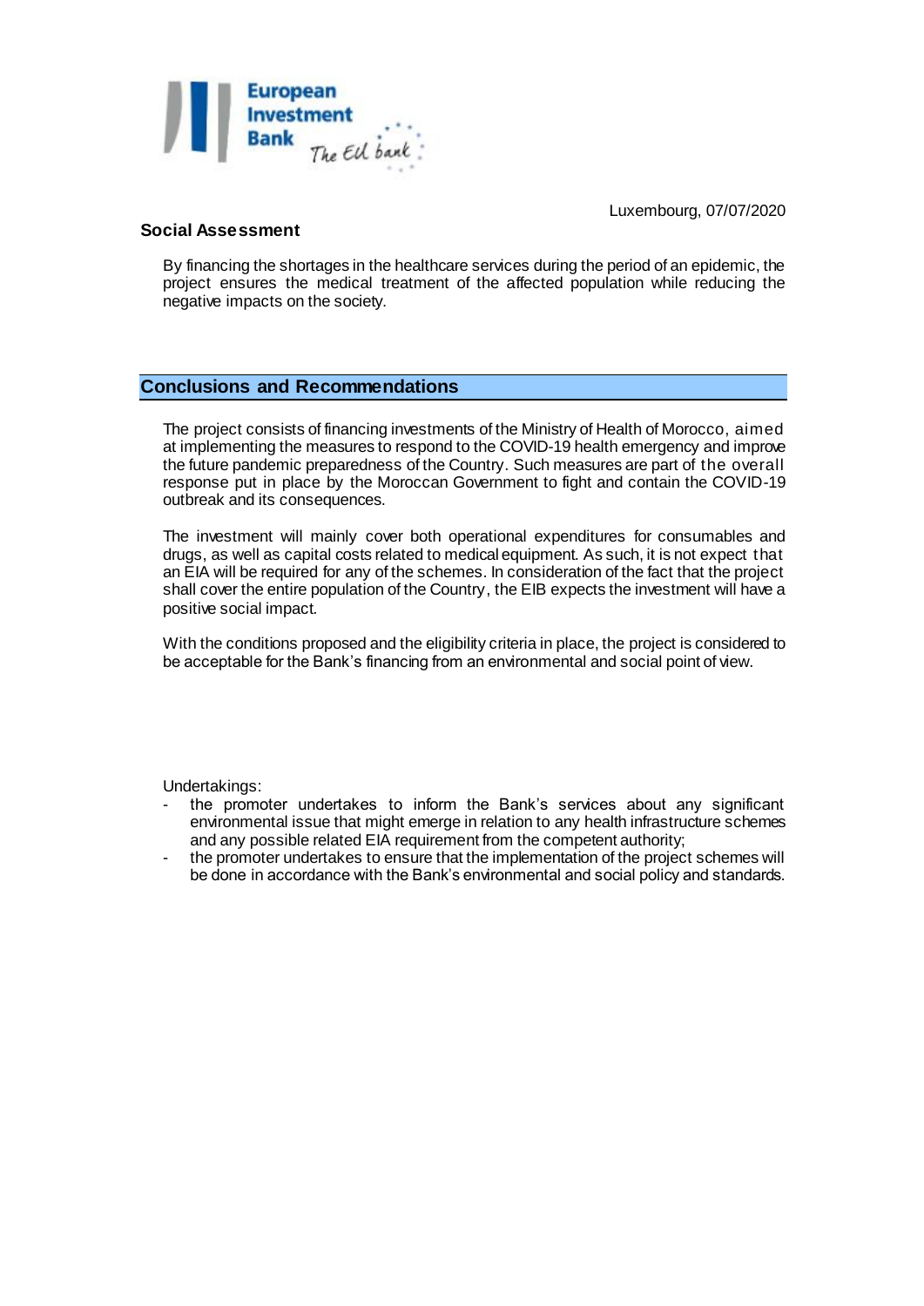Luxembourg, 07/07/2020

**Social Assessment**

By financing the shortages in the healthcare services during the period of an epidemic, the project ensures the medical treatment of the affected population while reducing the negative impacts on the society.

## Conclusions and Recommendations

The project consists of financing investments of the Ministry of Health of Morocco, aimed at implementing the measures to respond to the COVID-19 health emergency and improve the future pandemic preparedness of the Country. Such measures are part of the overall response put in place by the Moroccan Government to fight and contain the COVID-19 outbreak and its consequences.

The investment will mainly cover both operational expenditures for consumables and drugs, as well as capital costs related to medical equipment. As such, it is not expect that an EIA will be required for any of the schemes. In consideration of the fact that the project shall cover the entire population of the Country, the EIB expects the investment will have a positive social impact.

With the conditions proposed and the eligibility criteria in place, the project is considered to be acceptable for the Bank's financing from an environmental and social point of view.

Undertakings:

- the promoter undertakes to inform the Bank's services about any significant environmental issue that might emerge in relation to any health infrastructure schemes and any possible related EIA requirement from the competent authority;
- the promoter undertakes to ensure that the implementation of the project schemes will be done in accordance with the Bank's environmental and social policy and standards.